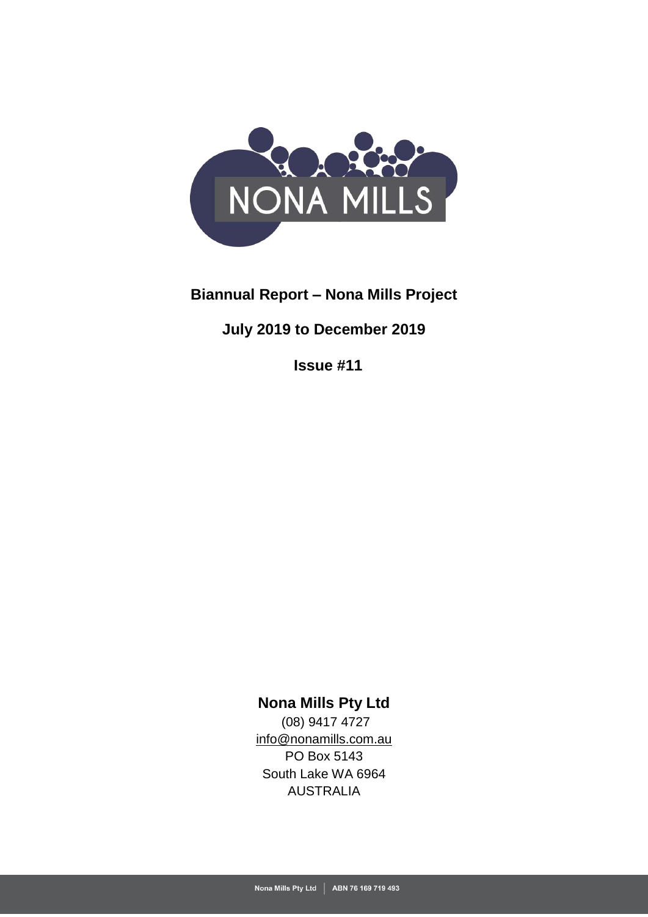NONA MILLS

# Biannual Report – Nona Mills Project

## July 2019 to December 2019

## Issue #11

**Nona Mills Pty Ltd**

(08) 9417 4727

info@nonamills.com.au

PO Box 5143

South Lake WA 6964

AUSTRALIA

Nona Mills Pty Ltd | ABN 76 169 719 493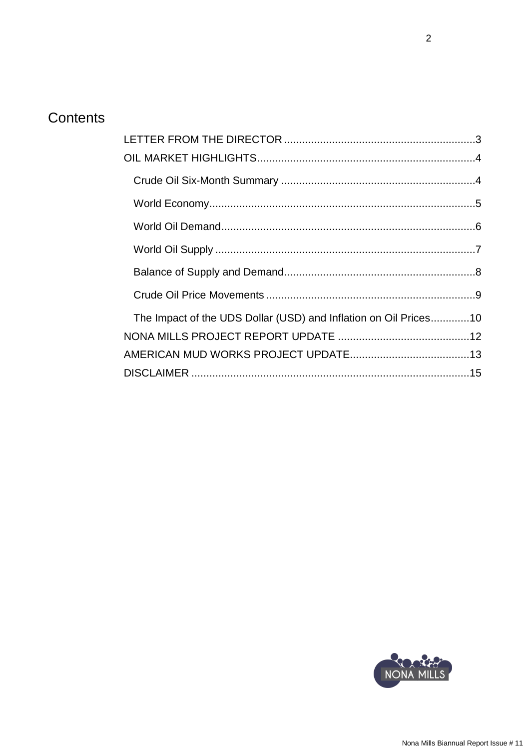# Contents

LETTER FROM THE DIRECTOR ................................................................3

OIL MARKET HIGHLIGHTS.........................................................................4

- Crude Oil Six-Month Summary .................................................................4
- World Economy.........................................................................................5
- World Oil Demand.....................................................................................6
- World Oil Supply .......................................................................................7
- Balance of Supply and Demand................................................................8
- Crude Oil Price Movements ......................................................................9
- The Impact of the UDS Dollar (USD) and Inflation on Oil Prices.............10

NONA MILLS PROJECT REPORT UPDATE ............................................12

AMERICAN MUD WORKS PROJECT UPDATE........................................13

DISCLAIMER .............................................................................................15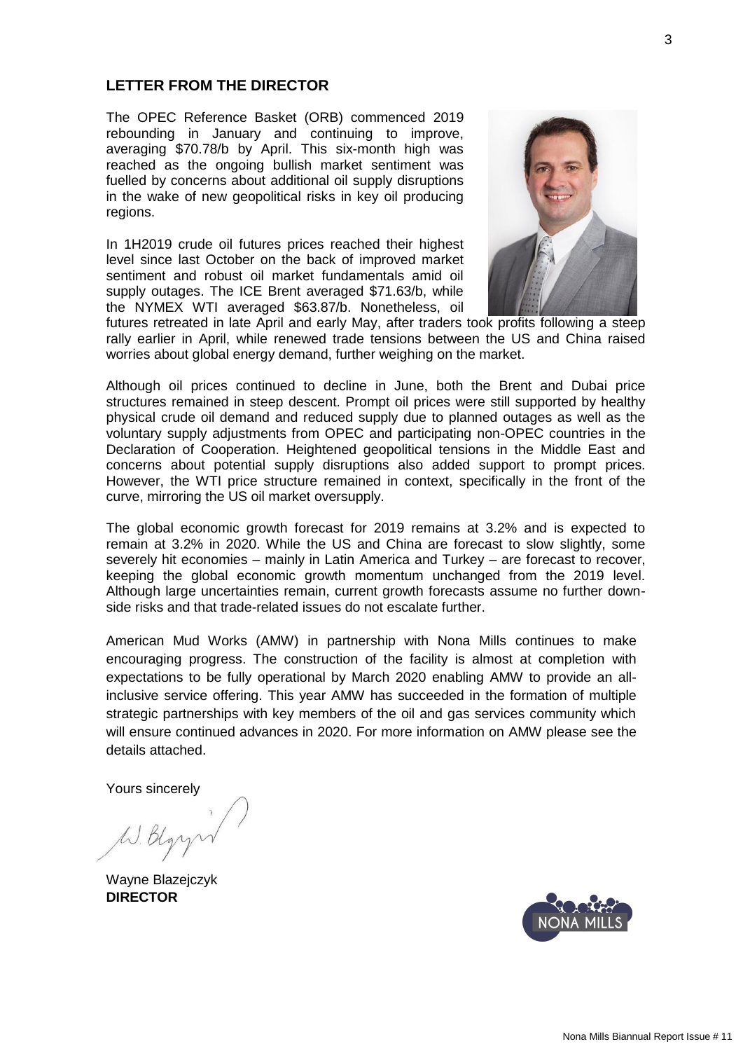## LETTER FROM THE DIRECTOR

The OPEC Reference Basket (ORB) commenced 2019 rebounding in January and continuing to improve, averaging $70.78/b by April. This six-month high was reached as the ongoing bullish market sentiment was fuelled by concerns about additional oil supply disruptions in the wake of new geopolitical risks in key oil producing regions.

In 1H2019 crude oil futures prices reached their highest level since last October on the back of improved market sentiment and robust oil market fundamentals amid oil supply outages. The ICE Brent averaged $71.63/b, while the NYMEX WTI averaged $63.87/b. Nonetheless, oil futures retreated in late April and early May, after traders took profits following a steep rally earlier in April, while renewed trade tensions between the US and China raised worries about global energy demand, further weighing on the market.

Although oil prices continued to decline in June, both the Brent and Dubai price structures remained in steep descent. Prompt oil prices were still supported by healthy physical crude oil demand and reduced supply due to planned outages as well as the voluntary supply adjustments from OPEC and participating non-OPEC countries in the Declaration of Cooperation. Heightened geopolitical tensions in the Middle East and concerns about potential supply disruptions also added support to prompt prices. However, the WTI price structure remained in context, specifically in the front of the curve, mirroring the US oil market oversupply.

The global economic growth forecast for 2019 remains at 3.2% and is expected to remain at 3.2% in 2020. While the US and China are forecast to slow slightly, some severely hit economies – mainly in Latin America and Turkey – are forecast to recover, keeping the global economic growth momentum unchanged from the 2019 level. Although large uncertainties remain, current growth forecasts assume no further down-side risks and that trade-related issues do not escalate further.

American Mud Works (AMW) in partnership with Nona Mills continues to make encouraging progress. The construction of the facility is almost at completion with expectations to be fully operational by March 2020 enabling AMW to provide an all-inclusive service offering. This year AMW has succeeded in the formation of multiple strategic partnerships with key members of the oil and gas services community which will ensure continued advances in 2020. For more information on AMW please see the details attached.

Yours sincerely

Wayne Blazejczyk
**DIRECTOR**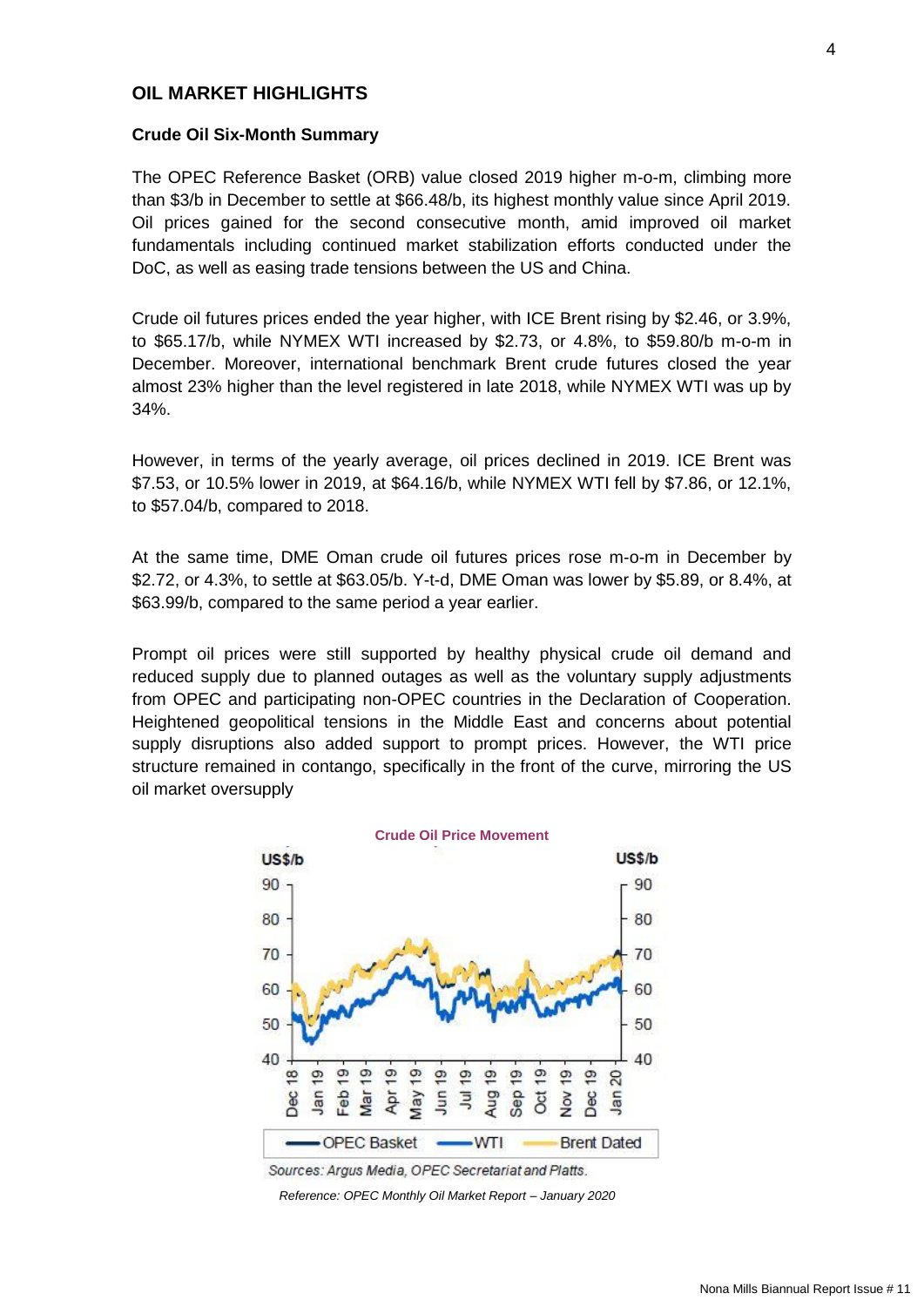## OIL MARKET HIGHLIGHTS

### Crude Oil Six-Month Summary

The OPEC Reference Basket (ORB) value closed 2019 higher m-o-m, climbing more than $3/b in December to settle at $66.48/b, its highest monthly value since April 2019. Oil prices gained for the second consecutive month, amid improved oil market fundamentals including continued market stabilization efforts conducted under the DoC, as well as easing trade tensions between the US and China.

Crude oil futures prices ended the year higher, with ICE Brent rising by $2.46, or 3.9%, to $65.17/b, while NYMEX WTI increased by $2.73, or 4.8%, to $59.80/b m-o-m in December. Moreover, international benchmark Brent crude futures closed the year almost 23% higher than the level registered in late 2018, while NYMEX WTI was up by 34%.

However, in terms of the yearly average, oil prices declined in 2019. ICE Brent was $7.53, or 10.5% lower in 2019, at $64.16/b, while NYMEX WTI fell by $7.86, or 12.1%, to $57.04/b, compared to 2018.

At the same time, DME Oman crude oil futures prices rose m-o-m in December by $2.72, or 4.3%, to settle at $63.05/b. Y-t-d, DME Oman was lower by $5.89, or 8.4%, at $63.99/b, compared to the same period a year earlier.

Prompt oil prices were still supported by healthy physical crude oil demand and reduced supply due to planned outages as well as the voluntary supply adjustments from OPEC and participating non-OPEC countries in the Declaration of Cooperation. Heightened geopolitical tensions in the Middle East and concerns about potential supply disruptions also added support to prompt prices. However, the WTI price structure remained in contango, specifically in the front of the curve, mirroring the US oil market oversupply

**Crude Oil Price Movement**

Sources: Argus Media, OPEC Secretariat and Platts.

*Reference: OPEC Monthly Oil Market Report – January 2020*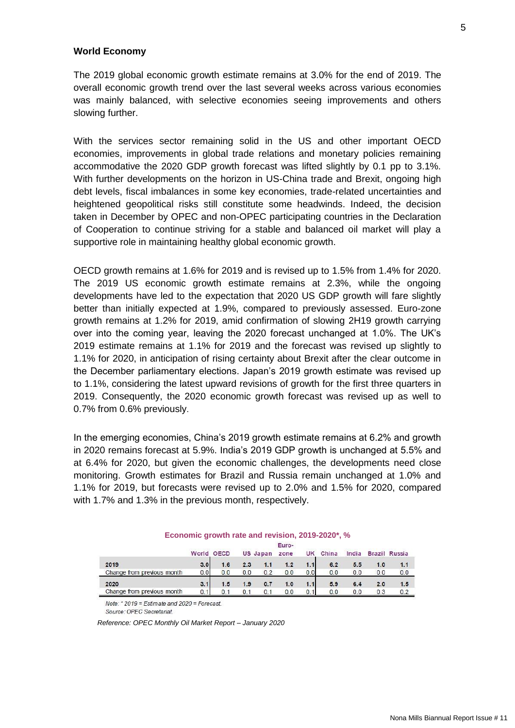### World Economy

The 2019 global economic growth estimate remains at 3.0% for the end of 2019. The overall economic growth trend over the last several weeks across various economies was mainly balanced, with selective economies seeing improvements and others slowing further.

With the services sector remaining solid in the US and other important OECD economies, improvements in global trade relations and monetary policies remaining accommodative the 2020 GDP growth forecast was lifted slightly by 0.1 pp to 3.1%. With further developments on the horizon in US-China trade and Brexit, ongoing high debt levels, fiscal imbalances in some key economies, trade-related uncertainties and heightened geopolitical risks still constitute some headwinds. Indeed, the decision taken in December by OPEC and non-OPEC participating countries in the Declaration of Cooperation to continue striving for a stable and balanced oil market will play a supportive role in maintaining healthy global economic growth.

OECD growth remains at 1.6% for 2019 and is revised up to 1.5% from 1.4% for 2020. The 2019 US economic growth estimate remains at 2.3%, while the ongoing developments have led to the expectation that 2020 US GDP growth will fare slightly better than initially expected at 1.9%, compared to previously assessed. Euro-zone growth remains at 1.2% for 2019, amid confirmation of slowing 2H19 growth carrying over into the coming year, leaving the 2020 forecast unchanged at 1.0%. The UK's 2019 estimate remains at 1.1% for 2019 and the forecast was revised up slightly to 1.1% for 2020, in anticipation of rising certainty about Brexit after the clear outcome in the December parliamentary elections. Japan's 2019 growth estimate was revised up to 1.1%, considering the latest upward revisions of growth for the first three quarters in 2019. Consequently, the 2020 economic growth forecast was revised up as well to 0.7% from 0.6% previously.

In the emerging economies, China's 2019 growth estimate remains at 6.2% and growth in 2020 remains forecast at 5.9%. India's 2019 GDP growth is unchanged at 5.5% and at 6.4% for 2020, but given the economic challenges, the developments need close monitoring. Growth estimates for Brazil and Russia remain unchanged at 1.0% and 1.1% for 2019, but forecasts were revised up to 2.0% and 1.5% for 2020, compared with 1.7% and 1.3% in the previous month, respectively.

**Economic growth rate and revision, 2019-2020\*, %**

| | World | OECD | US | Japan | Euro-zone | UK | China | India | Brazil | Russia |
|---|---|---|---|---|---|---|---|---|---|---|
| **2019** | 3.0 | 1.6 | 2.3 | 1.1 | 1.2 | 1.1 | 6.2 | 5.5 | 1.0 | 1.1 |
| Change from previous month | 0.0 | 0.0 | 0.0 | 0.2 | 0.0 | 0.0 | 0.0 | 0.0 | 0.0 | 0.0 |
| **2020** | 3.1 | 1.5 | 1.9 | 0.7 | 1.0 | 1.1 | 5.9 | 6.4 | 2.0 | 1.5 |
| Change from previous month | 0.1 | 0.1 | 0.1 | 0.1 | 0.0 | 0.1 | 0.0 | 0.0 | 0.3 | 0.2 |

*Note: \* 2019 = Estimate and 2020 = Forecast.*
*Source: OPEC Secretariat.*

*Reference: OPEC Monthly Oil Market Report – January 2020*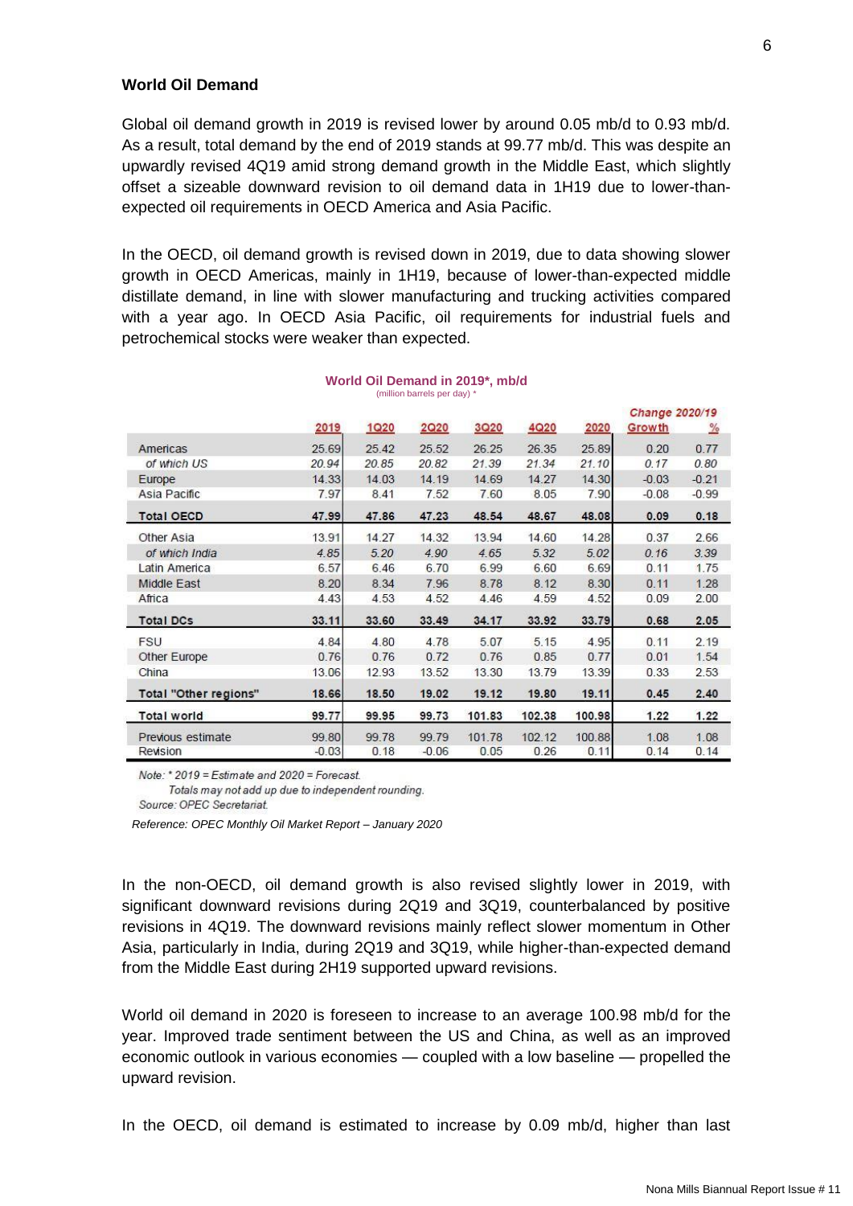## World Oil Demand

Global oil demand growth in 2019 is revised lower by around 0.05 mb/d to 0.93 mb/d. As a result, total demand by the end of 2019 stands at 99.77 mb/d. This was despite an upwardly revised 4Q19 amid strong demand growth in the Middle East, which slightly offset a sizeable downward revision to oil demand data in 1H19 due to lower-than-expected oil requirements in OECD America and Asia Pacific.

In the OECD, oil demand growth is revised down in 2019, due to data showing slower growth in OECD Americas, mainly in 1H19, because of lower-than-expected middle distillate demand, in line with slower manufacturing and trucking activities compared with a year ago. In OECD Asia Pacific, oil requirements for industrial fuels and petrochemical stocks were weaker than expected.

**World Oil Demand in 2019*, mb/d**
(million barrels per day) *

| | 2019 | 1Q20 | 2Q20 | 3Q20 | 4Q20 | 2020 | Change 2020/19 Growth | % |
|---|---|---|---|---|---|---|---|---|
| Americas | 25.69 | 25.42 | 25.52 | 26.25 | 26.35 | 25.89 | 0.20 | 0.77 |
| *of which US* | *20.94* | *20.85* | *20.82* | *21.39* | *21.34* | *21.10* | *0.17* | *0.80* |
| Europe | 14.33 | 14.03 | 14.19 | 14.69 | 14.27 | 14.30 | -0.03 | -0.21 |
| Asia Pacific | 7.97 | 8.41 | 7.52 | 7.60 | 8.05 | 7.90 | -0.08 | -0.99 |
| **Total OECD** | **47.99** | **47.86** | **47.23** | **48.54** | **48.67** | **48.08** | **0.09** | **0.18** |
| Other Asia | 13.91 | 14.27 | 14.32 | 13.94 | 14.60 | 14.28 | 0.37 | 2.66 |
| *of which India* | *4.85* | *5.20* | *4.90* | *4.65* | *5.32* | *5.02* | *0.16* | *3.39* |
| Latin America | 6.57 | 6.46 | 6.70 | 6.99 | 6.60 | 6.69 | 0.11 | 1.75 |
| Middle East | 8.20 | 8.34 | 7.96 | 8.78 | 8.12 | 8.30 | 0.11 | 1.28 |
| Africa | 4.43 | 4.53 | 4.52 | 4.46 | 4.59 | 4.52 | 0.09 | 2.00 |
| **Total DCs** | **33.11** | **33.60** | **33.49** | **34.17** | **33.92** | **33.79** | **0.68** | **2.05** |
| FSU | 4.84 | 4.80 | 4.78 | 5.07 | 5.15 | 4.95 | 0.11 | 2.19 |
| Other Europe | 0.76 | 0.76 | 0.72 | 0.76 | 0.85 | 0.77 | 0.01 | 1.54 |
| China | 13.06 | 12.93 | 13.52 | 13.30 | 13.79 | 13.39 | 0.33 | 2.53 |
| **Total "Other regions"** | **18.66** | **18.50** | **19.02** | **19.12** | **19.80** | **19.11** | **0.45** | **2.40** |
| **Total world** | **99.77** | **99.95** | **99.73** | **101.83** | **102.38** | **100.98** | **1.22** | **1.22** |
| Previous estimate | 99.80 | 99.78 | 99.79 | 101.78 | 102.12 | 100.88 | 1.08 | 1.08 |
| Revision | -0.03 | 0.18 | -0.06 | 0.05 | 0.26 | 0.11 | 0.14 | 0.14 |

*Note: * 2019 = Estimate and 2020 = Forecast.*
*Totals may not add up due to independent rounding.*
*Source: OPEC Secretariat.*

*Reference: OPEC Monthly Oil Market Report – January 2020*

In the non-OECD, oil demand growth is also revised slightly lower in 2019, with significant downward revisions during 2Q19 and 3Q19, counterbalanced by positive revisions in 4Q19. The downward revisions mainly reflect slower momentum in Other Asia, particularly in India, during 2Q19 and 3Q19, while higher-than-expected demand from the Middle East during 2H19 supported upward revisions.

World oil demand in 2020 is foreseen to increase to an average 100.98 mb/d for the year. Improved trade sentiment between the US and China, as well as an improved economic outlook in various economies — coupled with a low baseline — propelled the upward revision.

In the OECD, oil demand is estimated to increase by 0.09 mb/d, higher than last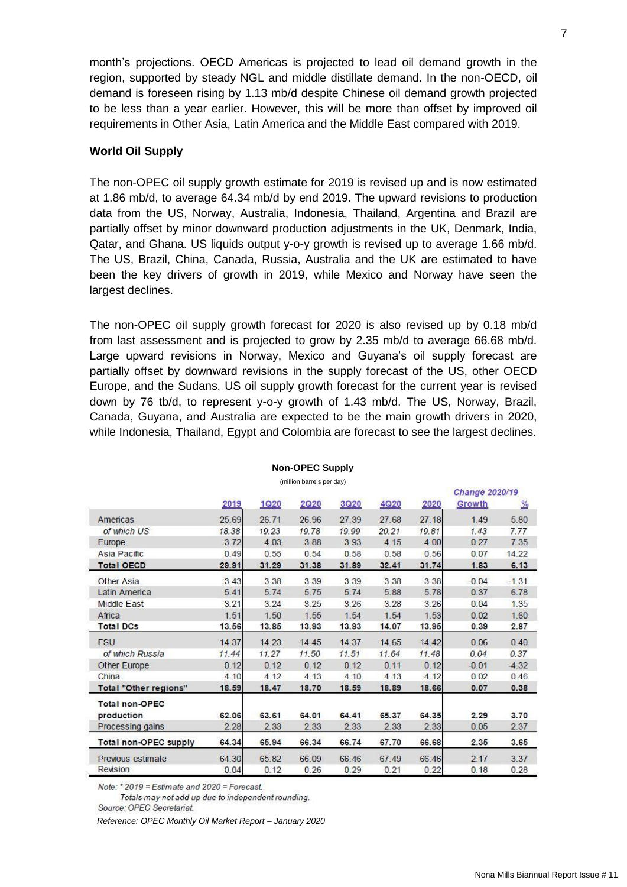month's projections. OECD Americas is projected to lead oil demand growth in the region, supported by steady NGL and middle distillate demand. In the non-OECD, oil demand is foreseen rising by 1.13 mb/d despite Chinese oil demand growth projected to be less than a year earlier. However, this will be more than offset by improved oil requirements in Other Asia, Latin America and the Middle East compared with 2019.

**World Oil Supply**

The non-OPEC oil supply growth estimate for 2019 is revised up and is now estimated at 1.86 mb/d, to average 64.34 mb/d by end 2019. The upward revisions to production data from the US, Norway, Australia, Indonesia, Thailand, Argentina and Brazil are partially offset by minor downward production adjustments in the UK, Denmark, India, Qatar, and Ghana. US liquids output y-o-y growth is revised up to average 1.66 mb/d. The US, Brazil, China, Canada, Russia, Australia and the UK are estimated to have been the key drivers of growth in 2019, while Mexico and Norway have seen the largest declines.

The non-OPEC oil supply growth forecast for 2020 is also revised up by 0.18 mb/d from last assessment and is projected to grow by 2.35 mb/d to average 66.68 mb/d. Large upward revisions in Norway, Mexico and Guyana's oil supply forecast are partially offset by downward revisions in the supply forecast of the US, other OECD Europe, and the Sudans. US oil supply growth forecast for the current year is revised down by 76 tb/d, to represent y-o-y growth of 1.43 mb/d. The US, Norway, Brazil, Canada, Guyana, and Australia are expected to be the main growth drivers in 2020, while Indonesia, Thailand, Egypt and Colombia are forecast to see the largest declines.

**Non-OPEC Supply**

(million barrels per day)

| | 2019 | 1Q20 | 2Q20 | 3Q20 | 4Q20 | 2020 | Change 2020/19 Growth | % |
|---|---|---|---|---|---|---|---|---|
| Americas | 25.69 | 26.71 | 26.96 | 27.39 | 27.68 | 27.18 | 1.49 | 5.80 |
| *of which US* | *18.38* | *19.23* | *19.78* | *19.99* | *20.21* | *19.81* | *1.43* | *7.77* |
| Europe | 3.72 | 4.03 | 3.88 | 3.93 | 4.15 | 4.00 | 0.27 | 7.35 |
| Asia Pacific | 0.49 | 0.55 | 0.54 | 0.58 | 0.58 | 0.56 | 0.07 | 14.22 |
| **Total OECD** | **29.91** | **31.29** | **31.38** | **31.89** | **32.41** | **31.74** | **1.83** | **6.13** |
| Other Asia | 3.43 | 3.38 | 3.39 | 3.39 | 3.38 | 3.38 | -0.04 | -1.31 |
| Latin America | 5.41 | 5.74 | 5.75 | 5.74 | 5.88 | 5.78 | 0.37 | 6.78 |
| Middle East | 3.21 | 3.24 | 3.25 | 3.26 | 3.28 | 3.26 | 0.04 | 1.35 |
| Africa | 1.51 | 1.50 | 1.55 | 1.54 | 1.54 | 1.53 | 0.02 | 1.60 |
| **Total DCs** | **13.56** | **13.85** | **13.93** | **13.93** | **14.07** | **13.95** | **0.39** | **2.87** |
| FSU | 14.37 | 14.23 | 14.45 | 14.37 | 14.65 | 14.42 | 0.06 | 0.40 |
| *of which Russia* | *11.44* | *11.27* | *11.50* | *11.51* | *11.64* | *11.48* | *0.04* | *0.37* |
| Other Europe | 0.12 | 0.12 | 0.12 | 0.12 | 0.11 | 0.12 | -0.01 | -4.32 |
| China | 4.10 | 4.12 | 4.13 | 4.10 | 4.13 | 4.12 | 0.02 | 0.46 |
| **Total "Other regions"** | **18.59** | **18.47** | **18.70** | **18.59** | **18.89** | **18.66** | **0.07** | **0.38** |
| **Total non-OPEC production** | **62.06** | **63.61** | **64.01** | **64.41** | **65.37** | **64.35** | **2.29** | **3.70** |
| Processing gains | 2.28 | 2.33 | 2.33 | 2.33 | 2.33 | 2.33 | 0.05 | 2.37 |
| **Total non-OPEC supply** | **64.34** | **65.94** | **66.34** | **66.74** | **67.70** | **66.68** | **2.35** | **3.65** |
| Previous estimate | 64.30 | 65.82 | 66.09 | 66.46 | 67.49 | 66.46 | 2.17 | 3.37 |
| Revision | 0.04 | 0.12 | 0.26 | 0.29 | 0.21 | 0.22 | 0.18 | 0.28 |

*Note: * 2019 = Estimate and 2020 = Forecast.*
*Totals may not add up due to independent rounding.*
*Source: OPEC Secretariat.*

*Reference: OPEC Monthly Oil Market Report – January 2020*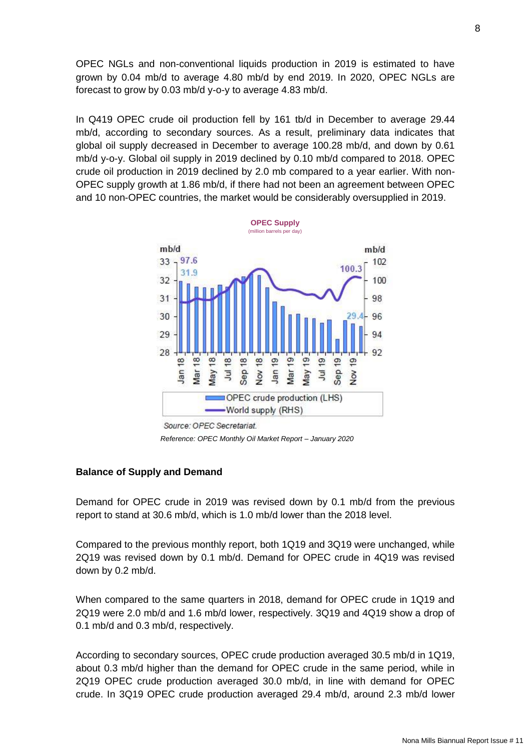OPEC NGLs and non-conventional liquids production in 2019 is estimated to have grown by 0.04 mb/d to average 4.80 mb/d by end 2019. In 2020, OPEC NGLs are forecast to grow by 0.03 mb/d y-o-y to average 4.83 mb/d.

In Q419 OPEC crude oil production fell by 161 tb/d in December to average 29.44 mb/d, according to secondary sources. As a result, preliminary data indicates that global oil supply decreased in December to average 100.28 mb/d, and down by 0.61 mb/d y-o-y. Global oil supply in 2019 declined by 0.10 mb/d compared to 2018. OPEC crude oil production in 2019 declined by 2.0 mb compared to a year earlier. With non-OPEC supply growth at 1.86 mb/d, if there had not been an agreement between OPEC and 10 non-OPEC countries, the market would be considerably oversupplied in 2019.

**OPEC Supply**
(million barrels per day)

Source: OPEC Secretariat.

*Reference: OPEC Monthly Oil Market Report – January 2020*

### Balance of Supply and Demand

Demand for OPEC crude in 2019 was revised down by 0.1 mb/d from the previous report to stand at 30.6 mb/d, which is 1.0 mb/d lower than the 2018 level.

Compared to the previous monthly report, both 1Q19 and 3Q19 were unchanged, while 2Q19 was revised down by 0.1 mb/d. Demand for OPEC crude in 4Q19 was revised down by 0.2 mb/d.

When compared to the same quarters in 2018, demand for OPEC crude in 1Q19 and 2Q19 were 2.0 mb/d and 1.6 mb/d lower, respectively. 3Q19 and 4Q19 show a drop of 0.1 mb/d and 0.3 mb/d, respectively.

According to secondary sources, OPEC crude production averaged 30.5 mb/d in 1Q19, about 0.3 mb/d higher than the demand for OPEC crude in the same period, while in 2Q19 OPEC crude production averaged 30.0 mb/d, in line with demand for OPEC crude. In 3Q19 OPEC crude production averaged 29.4 mb/d, around 2.3 mb/d lower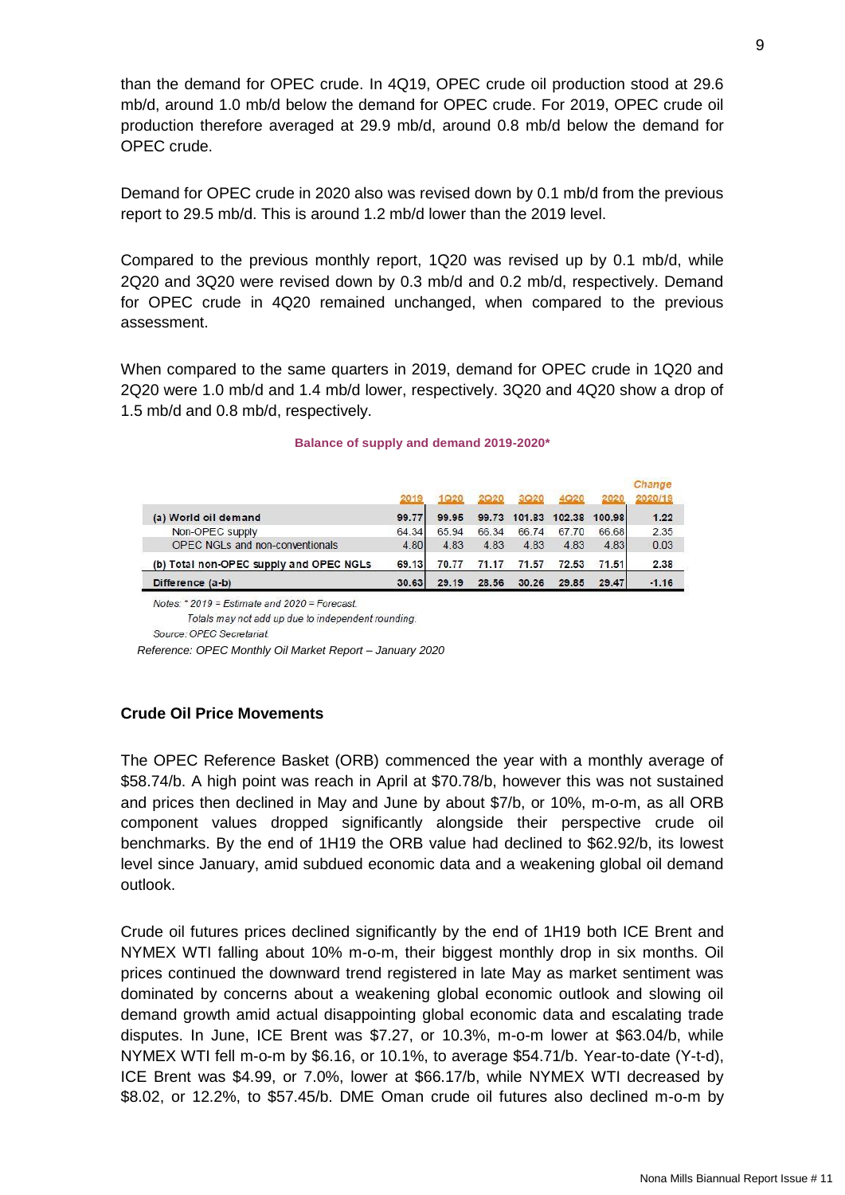than the demand for OPEC crude. In 4Q19, OPEC crude oil production stood at 29.6 mb/d, around 1.0 mb/d below the demand for OPEC crude. For 2019, OPEC crude oil production therefore averaged at 29.9 mb/d, around 0.8 mb/d below the demand for OPEC crude.

Demand for OPEC crude in 2020 also was revised down by 0.1 mb/d from the previous report to 29.5 mb/d. This is around 1.2 mb/d lower than the 2019 level.

Compared to the previous monthly report, 1Q20 was revised up by 0.1 mb/d, while 2Q20 and 3Q20 were revised down by 0.3 mb/d and 0.2 mb/d, respectively. Demand for OPEC crude in 4Q20 remained unchanged, when compared to the previous assessment.

When compared to the same quarters in 2019, demand for OPEC crude in 1Q20 and 2Q20 were 1.0 mb/d and 1.4 mb/d lower, respectively. 3Q20 and 4Q20 show a drop of 1.5 mb/d and 0.8 mb/d, respectively.

**Balance of supply and demand 2019-2020***

| | 2019 | 1Q20 | 2Q20 | 3Q20 | 4Q20 | 2020 | Change 2020/19 |
|---|---|---|---|---|---|---|---|
| **(a) World oil demand** | **99.77** | **99.95** | **99.73** | **101.83** | **102.38** | **100.98** | **1.22** |
| Non-OPEC supply | 64.34 | 65.94 | 66.34 | 66.74 | 67.70 | 66.68 | 2.35 |
| OPEC NGLs and non-conventionals | 4.80 | 4.83 | 4.83 | 4.83 | 4.83 | 4.83 | 0.03 |
| **(b) Total non-OPEC supply and OPEC NGLs** | **69.13** | **70.77** | **71.17** | **71.57** | **72.53** | **71.51** | **2.38** |
| **Difference (a-b)** | **30.63** | **29.19** | **28.56** | **30.26** | **29.85** | **29.47** | **-1.16** |

*Notes: * 2019 = Estimate and 2020 = Forecast.*
*Totals may not add up due to independent rounding.*
*Source: OPEC Secretariat.*

*Reference: OPEC Monthly Oil Market Report – January 2020*

### Crude Oil Price Movements

The OPEC Reference Basket (ORB) commenced the year with a monthly average of $58.74/b. A high point was reach in April at $70.78/b, however this was not sustained and prices then declined in May and June by about $7/b, or 10%, m-o-m, as all ORB component values dropped significantly alongside their perspective crude oil benchmarks. By the end of 1H19 the ORB value had declined to $62.92/b, its lowest level since January, amid subdued economic data and a weakening global oil demand outlook.

Crude oil futures prices declined significantly by the end of 1H19 both ICE Brent and NYMEX WTI falling about 10% m-o-m, their biggest monthly drop in six months. Oil prices continued the downward trend registered in late May as market sentiment was dominated by concerns about a weakening global economic outlook and slowing oil demand growth amid actual disappointing global economic data and escalating trade disputes. In June, ICE Brent was $7.27, or 10.3%, m-o-m lower at $63.04/b, while NYMEX WTI fell m-o-m by $6.16, or 10.1%, to average $54.71/b. Year-to-date (Y-t-d), ICE Brent was $4.99, or 7.0%, lower at $66.17/b, while NYMEX WTI decreased by $8.02, or 12.2%, to $57.45/b. DME Oman crude oil futures also declined m-o-m by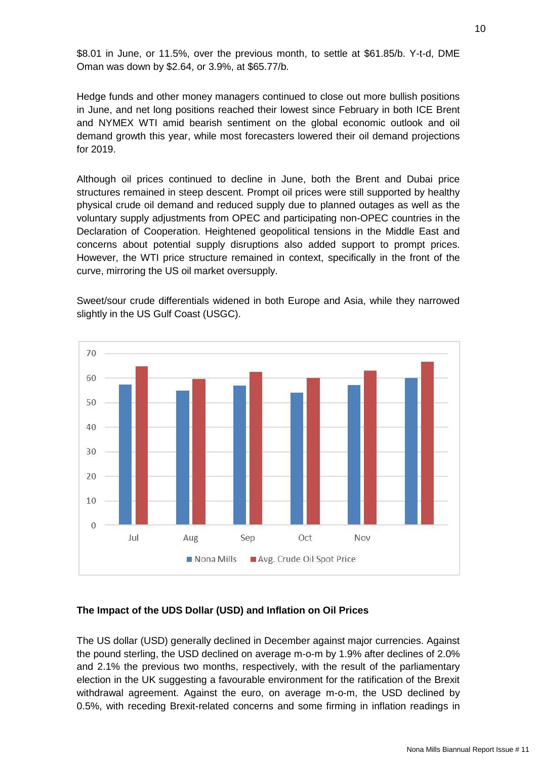$8.01 in June, or 11.5%, over the previous month, to settle at $61.85/b. Y-t-d, DME Oman was down by $2.64, or 3.9%, at $65.77/b.

Hedge funds and other money managers continued to close out more bullish positions in June, and net long positions reached their lowest since February in both ICE Brent and NYMEX WTI amid bearish sentiment on the global economic outlook and oil demand growth this year, while most forecasters lowered their oil demand projections for 2019.

Although oil prices continued to decline in June, both the Brent and Dubai price structures remained in steep descent. Prompt oil prices were still supported by healthy physical crude oil demand and reduced supply due to planned outages as well as the voluntary supply adjustments from OPEC and participating non-OPEC countries in the Declaration of Cooperation. Heightened geopolitical tensions in the Middle East and concerns about potential supply disruptions also added support to prompt prices. However, the WTI price structure remained in context, specifically in the front of the curve, mirroring the US oil market oversupply.

Sweet/sour crude differentials widened in both Europe and Asia, while they narrowed slightly in the US Gulf Coast (USGC).

**The Impact of the UDS Dollar (USD) and Inflation on Oil Prices**

The US dollar (USD) generally declined in December against major currencies. Against the pound sterling, the USD declined on average m-o-m by 1.9% after declines of 2.0% and 2.1% the previous two months, respectively, with the result of the parliamentary election in the UK suggesting a favourable environment for the ratification of the Brexit withdrawal agreement. Against the euro, on average m-o-m, the USD declined by 0.5%, with receding Brexit-related concerns and some firming in inflation readings in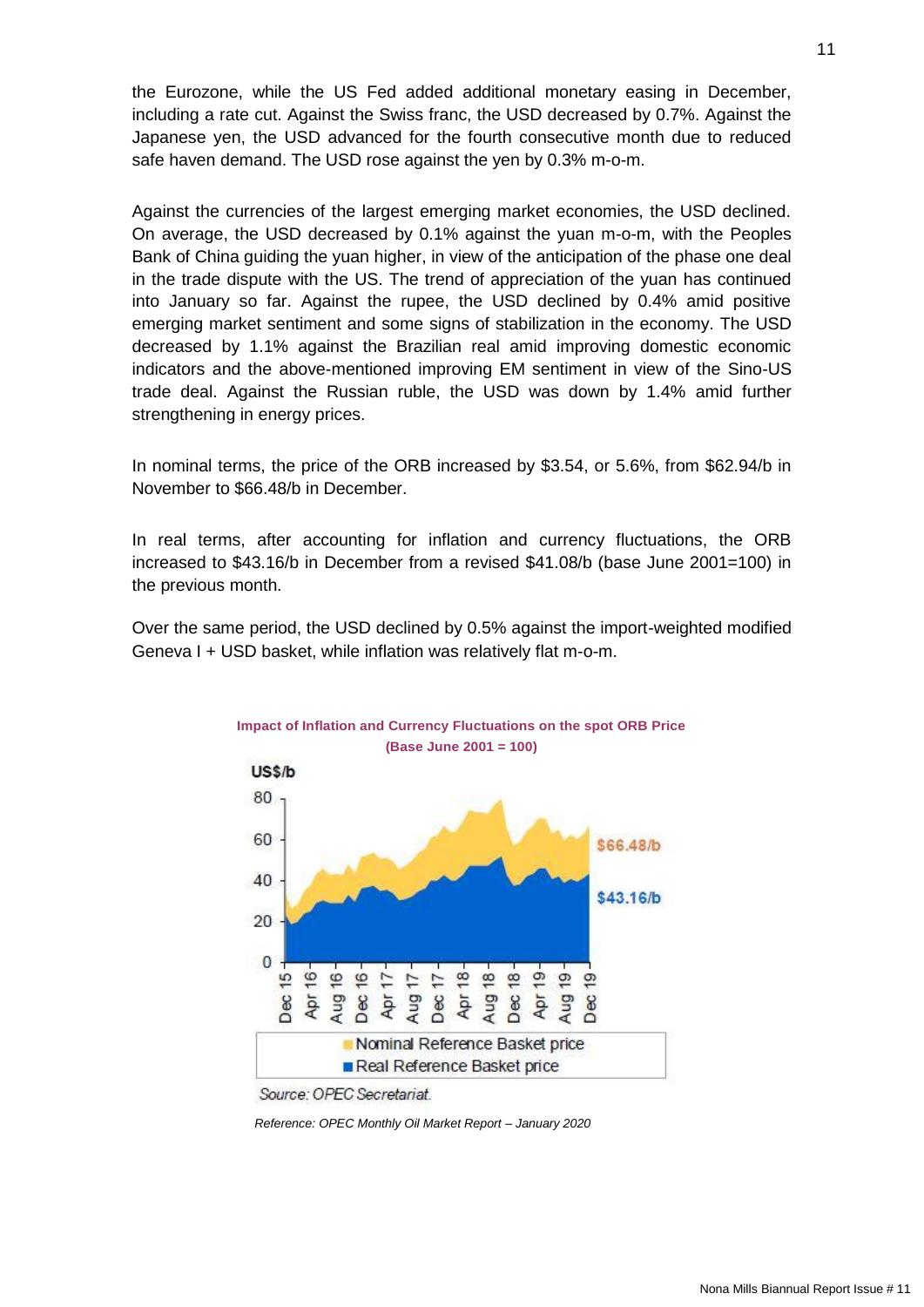the Eurozone, while the US Fed added additional monetary easing in December, including a rate cut. Against the Swiss franc, the USD decreased by 0.7%. Against the Japanese yen, the USD advanced for the fourth consecutive month due to reduced safe haven demand. The USD rose against the yen by 0.3% m-o-m.

Against the currencies of the largest emerging market economies, the USD declined. On average, the USD decreased by 0.1% against the yuan m-o-m, with the Peoples Bank of China guiding the yuan higher, in view of the anticipation of the phase one deal in the trade dispute with the US. The trend of appreciation of the yuan has continued into January so far. Against the rupee, the USD declined by 0.4% amid positive emerging market sentiment and some signs of stabilization in the economy. The USD decreased by 1.1% against the Brazilian real amid improving domestic economic indicators and the above-mentioned improving EM sentiment in view of the Sino-US trade deal. Against the Russian ruble, the USD was down by 1.4% amid further strengthening in energy prices.

In nominal terms, the price of the ORB increased by $3.54, or 5.6%, from $62.94/b in November to $66.48/b in December.

In real terms, after accounting for inflation and currency fluctuations, the ORB increased to $43.16/b in December from a revised $41.08/b (base June 2001=100) in the previous month.

Over the same period, the USD declined by 0.5% against the import-weighted modified Geneva I + USD basket, while inflation was relatively flat m-o-m.

**Impact of Inflation and Currency Fluctuations on the spot ORB Price (Base June 2001 = 100)**

US$/b

$66.48/b

$43.16/b

Dec 15, Apr 16, Aug 16, Dec 16, Apr 17, Aug 17, Dec 17, Apr 18, Aug 18, Dec 18, Apr 19, Aug 19, Dec 19

Nominal Reference Basket price
Real Reference Basket price

*Source: OPEC Secretariat.*

*Reference: OPEC Monthly Oil Market Report – January 2020*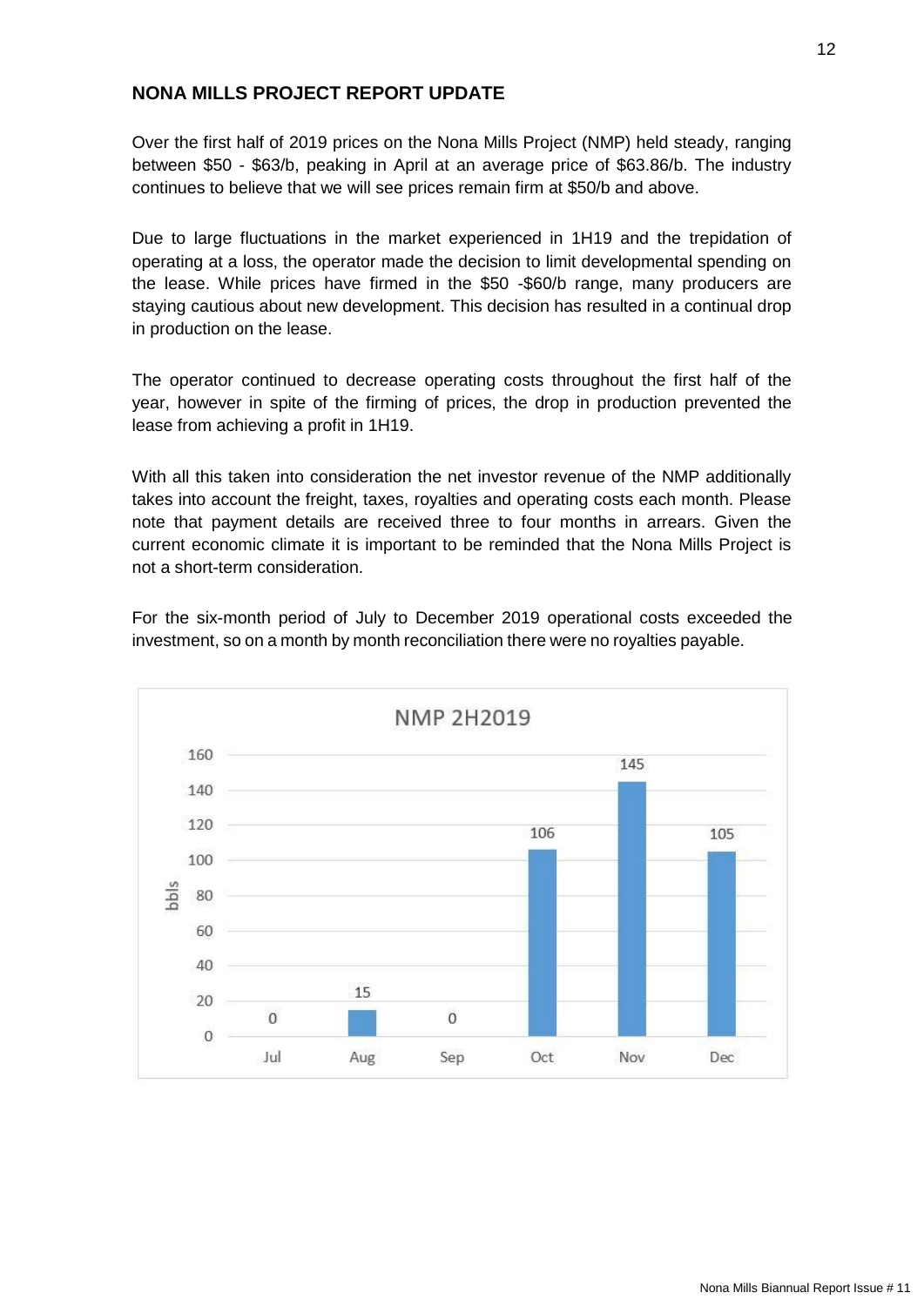## NONA MILLS PROJECT REPORT UPDATE

Over the first half of 2019 prices on the Nona Mills Project (NMP) held steady, ranging between $50 - $63/b, peaking in April at an average price of $63.86/b. The industry continues to believe that we will see prices remain firm at $50/b and above.

Due to large fluctuations in the market experienced in 1H19 and the trepidation of operating at a loss, the operator made the decision to limit developmental spending on the lease. While prices have firmed in the $50 -$60/b range, many producers are staying cautious about new development. This decision has resulted in a continual drop in production on the lease.

The operator continued to decrease operating costs throughout the first half of the year, however in spite of the firming of prices, the drop in production prevented the lease from achieving a profit in 1H19.

With all this taken into consideration the net investor revenue of the NMP additionally takes into account the freight, taxes, royalties and operating costs each month. Please note that payment details are received three to four months in arrears. Given the current economic climate it is important to be reminded that the Nona Mills Project is not a short-term consideration.

For the six-month period of July to December 2019 operational costs exceeded the investment, so on a month by month reconciliation there were no royalties payable.

**NMP 2H2019**

| Month | bbls |
|---|---|
| Jul | 0 |
| Aug | 15 |
| Sep | 0 |
| Oct | 106 |
| Nov | 145 |
| Dec | 105 |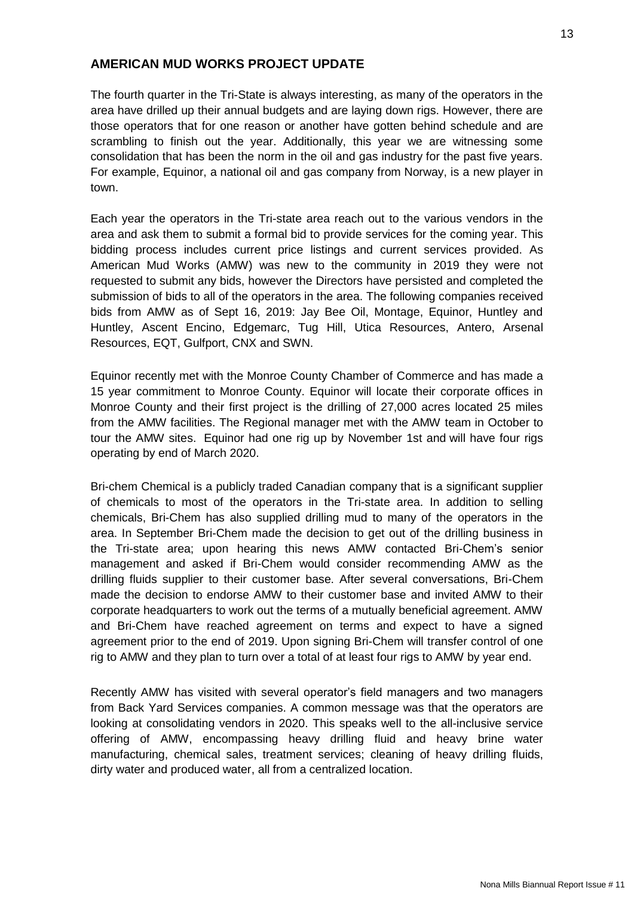## AMERICAN MUD WORKS PROJECT UPDATE

The fourth quarter in the Tri-State is always interesting, as many of the operators in the area have drilled up their annual budgets and are laying down rigs. However, there are those operators that for one reason or another have gotten behind schedule and are scrambling to finish out the year. Additionally, this year we are witnessing some consolidation that has been the norm in the oil and gas industry for the past five years. For example, Equinor, a national oil and gas company from Norway, is a new player in town.

Each year the operators in the Tri-state area reach out to the various vendors in the area and ask them to submit a formal bid to provide services for the coming year. This bidding process includes current price listings and current services provided. As American Mud Works (AMW) was new to the community in 2019 they were not requested to submit any bids, however the Directors have persisted and completed the submission of bids to all of the operators in the area. The following companies received bids from AMW as of Sept 16, 2019: Jay Bee Oil, Montage, Equinor, Huntley and Huntley, Ascent Encino, Edgemarc, Tug Hill, Utica Resources, Antero, Arsenal Resources, EQT, Gulfport, CNX and SWN.

Equinor recently met with the Monroe County Chamber of Commerce and has made a 15 year commitment to Monroe County. Equinor will locate their corporate offices in Monroe County and their first project is the drilling of 27,000 acres located 25 miles from the AMW facilities. The Regional manager met with the AMW team in October to tour the AMW sites. Equinor had one rig up by November 1st and will have four rigs operating by end of March 2020.

Bri-chem Chemical is a publicly traded Canadian company that is a significant supplier of chemicals to most of the operators in the Tri-state area. In addition to selling chemicals, Bri-Chem has also supplied drilling mud to many of the operators in the area. In September Bri-Chem made the decision to get out of the drilling business in the Tri-state area; upon hearing this news AMW contacted Bri-Chem's senior management and asked if Bri-Chem would consider recommending AMW as the drilling fluids supplier to their customer base. After several conversations, Bri-Chem made the decision to endorse AMW to their customer base and invited AMW to their corporate headquarters to work out the terms of a mutually beneficial agreement. AMW and Bri-Chem have reached agreement on terms and expect to have a signed agreement prior to the end of 2019. Upon signing Bri-Chem will transfer control of one rig to AMW and they plan to turn over a total of at least four rigs to AMW by year end.

Recently AMW has visited with several operator's field managers and two managers from Back Yard Services companies. A common message was that the operators are looking at consolidating vendors in 2020. This speaks well to the all-inclusive service offering of AMW, encompassing heavy drilling fluid and heavy brine water manufacturing, chemical sales, treatment services; cleaning of heavy drilling fluids, dirty water and produced water, all from a centralized location.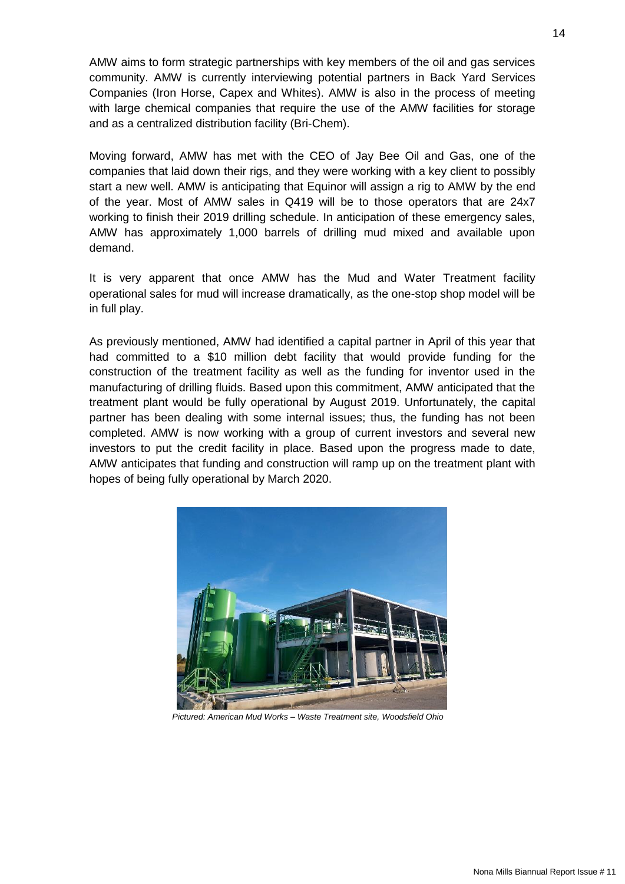AMW aims to form strategic partnerships with key members of the oil and gas services community. AMW is currently interviewing potential partners in Back Yard Services Companies (Iron Horse, Capex and Whites). AMW is also in the process of meeting with large chemical companies that require the use of the AMW facilities for storage and as a centralized distribution facility (Bri-Chem).

Moving forward, AMW has met with the CEO of Jay Bee Oil and Gas, one of the companies that laid down their rigs, and they were working with a key client to possibly start a new well. AMW is anticipating that Equinor will assign a rig to AMW by the end of the year. Most of AMW sales in Q419 will be to those operators that are 24x7 working to finish their 2019 drilling schedule. In anticipation of these emergency sales, AMW has approximately 1,000 barrels of drilling mud mixed and available upon demand.

It is very apparent that once AMW has the Mud and Water Treatment facility operational sales for mud will increase dramatically, as the one-stop shop model will be in full play.

As previously mentioned, AMW had identified a capital partner in April of this year that had committed to a $10 million debt facility that would provide funding for the construction of the treatment facility as well as the funding for inventor used in the manufacturing of drilling fluids. Based upon this commitment, AMW anticipated that the treatment plant would be fully operational by August 2019. Unfortunately, the capital partner has been dealing with some internal issues; thus, the funding has not been completed. AMW is now working with a group of current investors and several new investors to put the credit facility in place. Based upon the progress made to date, AMW anticipates that funding and construction will ramp up on the treatment plant with hopes of being fully operational by March 2020.

*Pictured: American Mud Works – Waste Treatment site, Woodsfield Ohio*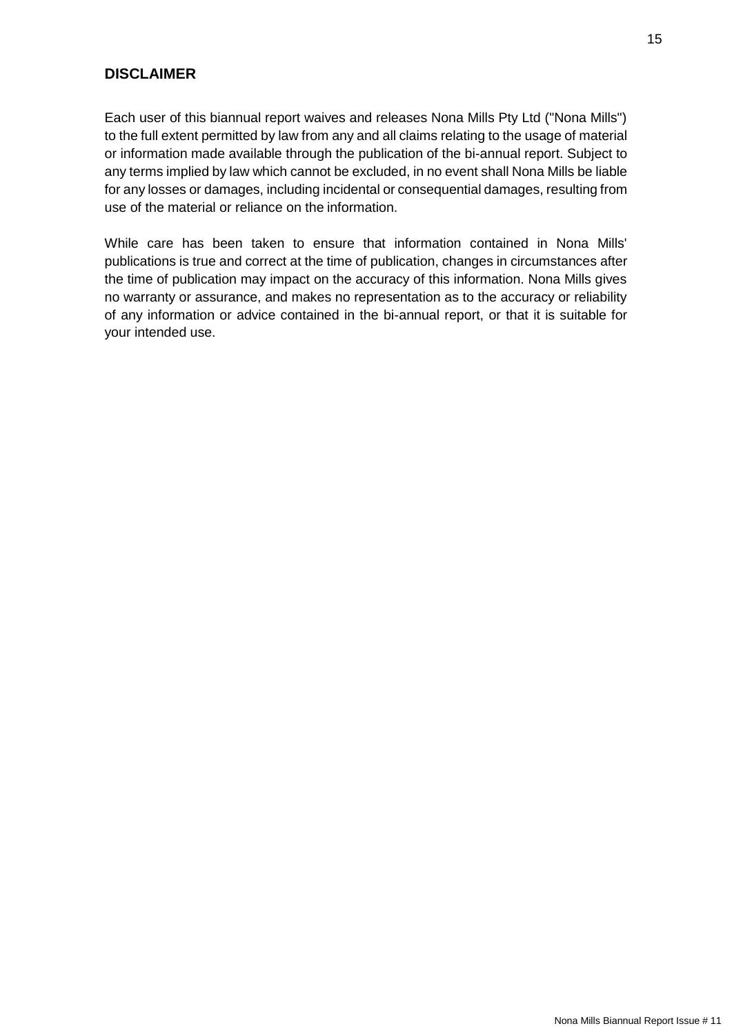## DISCLAIMER

Each user of this biannual report waives and releases Nona Mills Pty Ltd ("Nona Mills") to the full extent permitted by law from any and all claims relating to the usage of material or information made available through the publication of the bi-annual report. Subject to any terms implied by law which cannot be excluded, in no event shall Nona Mills be liable for any losses or damages, including incidental or consequential damages, resulting from use of the material or reliance on the information.

While care has been taken to ensure that information contained in Nona Mills' publications is true and correct at the time of publication, changes in circumstances after the time of publication may impact on the accuracy of this information. Nona Mills gives no warranty or assurance, and makes no representation as to the accuracy or reliability of any information or advice contained in the bi-annual report, or that it is suitable for your intended use.